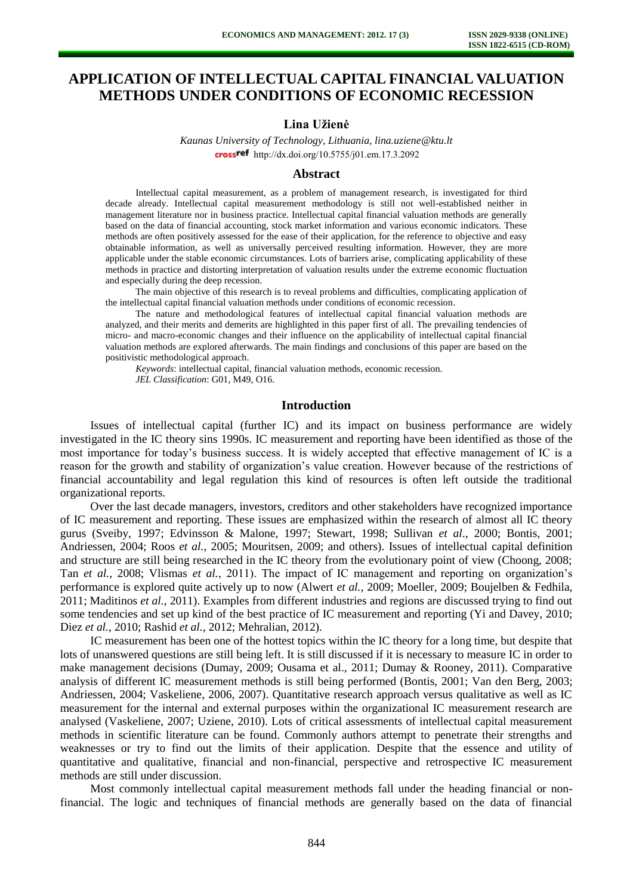# APPLICATION OF INTELLECTUAL CAPITAL FINANCIAL VALUATION METHODS UNDER CONDITIONS OF ECONOMIC RECESSION

**Lina Užienė**

*Kaunas University of Technology, Lithuania, lina.uziene@ktu.lt*
http://dx.doi.org/10.5755/j01.em.17.3.2092

## Abstract

Intellectual capital measurement, as a problem of management research, is investigated for third decade already. Intellectual capital measurement methodology is still not well-established neither in management literature nor in business practice. Intellectual capital financial valuation methods are generally based on the data of financial accounting, stock market information and various economic indicators. These methods are often positively assessed for the ease of their application, for the reference to objective and easy obtainable information, as well as universally perceived resulting information. However, they are more applicable under the stable economic circumstances. Lots of barriers arise, complicating applicability of these methods in practice and distorting interpretation of valuation results under the extreme economic fluctuation and especially during the deep recession.

The main objective of this research is to reveal problems and difficulties, complicating application of the intellectual capital financial valuation methods under conditions of economic recession.

The nature and methodological features of intellectual capital financial valuation methods are analyzed, and their merits and demerits are highlighted in this paper first of all. The prevailing tendencies of micro- and macro-economic changes and their influence on the applicability of intellectual capital financial valuation methods are explored afterwards. The main findings and conclusions of this paper are based on the positivistic methodological approach.

*Keywords*: intellectual capital, financial valuation methods, economic recession.

*JEL Classification*: G01, M49, O16.

## Introduction

Issues of intellectual capital (further IC) and its impact on business performance are widely investigated in the IC theory sins 1990s. IC measurement and reporting have been identified as those of the most importance for today's business success. It is widely accepted that effective management of IC is a reason for the growth and stability of organization's value creation. However because of the restrictions of financial accountability and legal regulation this kind of resources is often left outside the traditional organizational reports.

Over the last decade managers, investors, creditors and other stakeholders have recognized importance of IC measurement and reporting. These issues are emphasized within the research of almost all IC theory gurus (Sveiby, 1997; Edvinsson & Malone, 1997; Stewart, 1998; Sullivan *et al*., 2000; Bontis, 2001; Andriessen, 2004; Roos *et al.*, 2005; Mouritsen, 2009; and others). Issues of intellectual capital definition and structure are still being researched in the IC theory from the evolutionary point of view (Choong, 2008; Tan *et al.*, 2008; Vlismas *et al.*, 2011). The impact of IC management and reporting on organization's performance is explored quite actively up to now (Alwert *et al.*, 2009; Moeller, 2009; Boujelben & Fedhila, 2011; Maditinos *et al.*, 2011). Examples from different industries and regions are discussed trying to find out some tendencies and set up kind of the best practice of IC measurement and reporting (Yi and Davey, 2010; Diez *et al.*, 2010; Rashid *et al.*, 2012; Mehralian, 2012).

IC measurement has been one of the hottest topics within the IC theory for a long time, but despite that lots of unanswered questions are still being left. It is still discussed if it is necessary to measure IC in order to make management decisions (Dumay, 2009; Ousama et al., 2011; Dumay & Rooney, 2011). Comparative analysis of different IC measurement methods is still being performed (Bontis, 2001; Van den Berg, 2003; Andriessen, 2004; Vaskeliene, 2006, 2007). Quantitative research approach versus qualitative as well as IC measurement for the internal and external purposes within the organizational IC measurement research are analysed (Vaskeliene, 2007; Uziene, 2010). Lots of critical assessments of intellectual capital measurement methods in scientific literature can be found. Commonly authors attempt to penetrate their strengths and weaknesses or try to find out the limits of their application. Despite that the essence and utility of quantitative and qualitative, financial and non-financial, perspective and retrospective IC measurement methods are still under discussion.

Most commonly intellectual capital measurement methods fall under the heading financial or non-financial. The logic and techniques of financial methods are generally based on the data of financial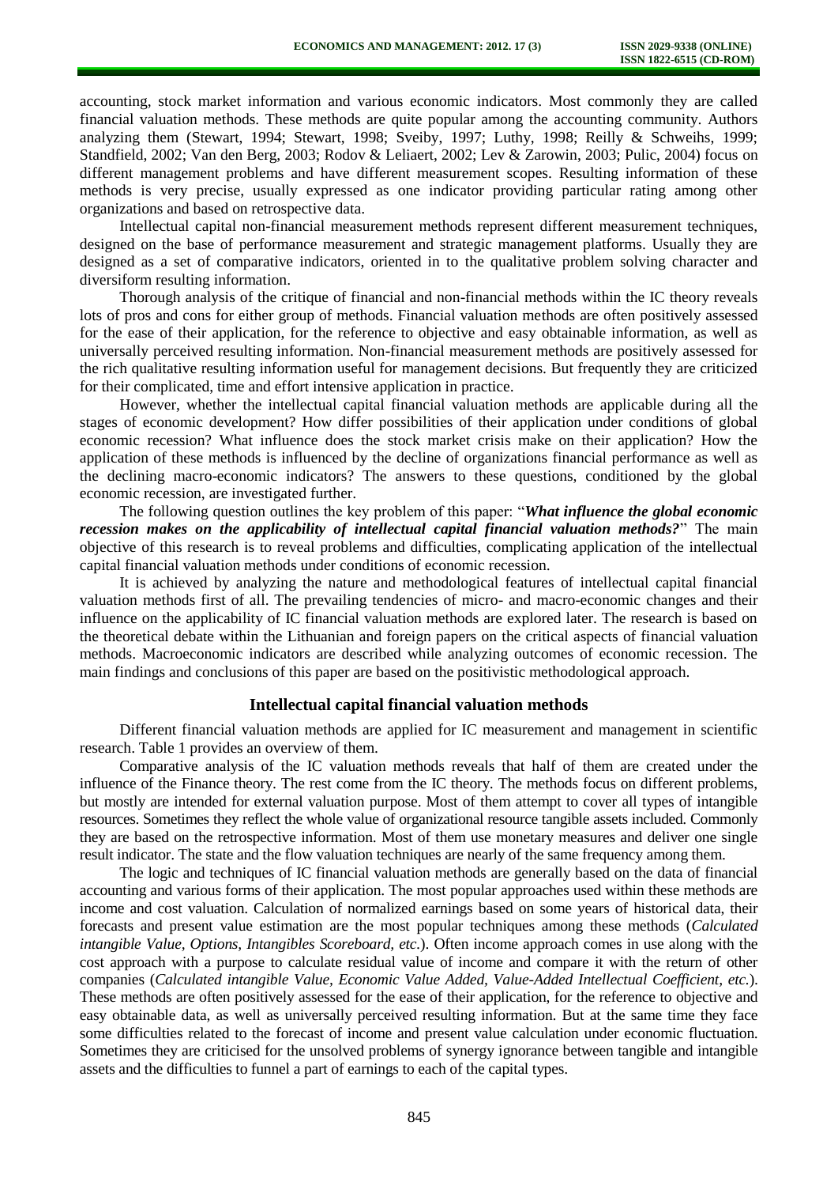accounting, stock market information and various economic indicators. Most commonly they are called financial valuation methods. These methods are quite popular among the accounting community. Authors analyzing them (Stewart, 1994; Stewart, 1998; Sveiby, 1997; Luthy, 1998; Reilly & Schweihs, 1999; Standfield, 2002; Van den Berg, 2003; Rodov & Leliaert, 2002; Lev & Zarowin, 2003; Pulic, 2004) focus on different management problems and have different measurement scopes. Resulting information of these methods is very precise, usually expressed as one indicator providing particular rating among other organizations and based on retrospective data.

Intellectual capital non-financial measurement methods represent different measurement techniques, designed on the base of performance measurement and strategic management platforms. Usually they are designed as a set of comparative indicators, oriented in to the qualitative problem solving character and diversiform resulting information.

Thorough analysis of the critique of financial and non-financial methods within the IC theory reveals lots of pros and cons for either group of methods. Financial valuation methods are often positively assessed for the ease of their application, for the reference to objective and easy obtainable information, as well as universally perceived resulting information. Non-financial measurement methods are positively assessed for the rich qualitative resulting information useful for management decisions. But frequently they are criticized for their complicated, time and effort intensive application in practice.

However, whether the intellectual capital financial valuation methods are applicable during all the stages of economic development? How differ possibilities of their application under conditions of global economic recession? What influence does the stock market crisis make on their application? How the application of these methods is influenced by the decline of organizations financial performance as well as the declining macro-economic indicators? The answers to these questions, conditioned by the global economic recession, are investigated further.

The following question outlines the key problem of this paper: "***What influence the global economic recession makes on the applicability of intellectual capital financial valuation methods?***" The main objective of this research is to reveal problems and difficulties, complicating application of the intellectual capital financial valuation methods under conditions of economic recession.

It is achieved by analyzing the nature and methodological features of intellectual capital financial valuation methods first of all. The prevailing tendencies of micro- and macro-economic changes and their influence on the applicability of IC financial valuation methods are explored later. The research is based on the theoretical debate within the Lithuanian and foreign papers on the critical aspects of financial valuation methods. Macroeconomic indicators are described while analyzing outcomes of economic recession. The main findings and conclusions of this paper are based on the positivistic methodological approach.

## Intellectual capital financial valuation methods

Different financial valuation methods are applied for IC measurement and management in scientific research. Table 1 provides an overview of them.

Comparative analysis of the IC valuation methods reveals that half of them are created under the influence of the Finance theory. The rest come from the IC theory. The methods focus on different problems, but mostly are intended for external valuation purpose. Most of them attempt to cover all types of intangible resources. Sometimes they reflect the whole value of organizational resource tangible assets included. Commonly they are based on the retrospective information. Most of them use monetary measures and deliver one single result indicator. The state and the flow valuation techniques are nearly of the same frequency among them.

The logic and techniques of IC financial valuation methods are generally based on the data of financial accounting and various forms of their application. The most popular approaches used within these methods are income and cost valuation. Calculation of normalized earnings based on some years of historical data, their forecasts and present value estimation are the most popular techniques among these methods (*Calculated intangible Value, Options, Intangibles Scoreboard, etc.*). Often income approach comes in use along with the cost approach with a purpose to calculate residual value of income and compare it with the return of other companies (*Calculated intangible Value, Economic Value Added, Value-Added Intellectual Coefficient, etc.*). These methods are often positively assessed for the ease of their application, for the reference to objective and easy obtainable data, as well as universally perceived resulting information. But at the same time they face some difficulties related to the forecast of income and present value calculation under economic fluctuation. Sometimes they are criticised for the unsolved problems of synergy ignorance between tangible and intangible assets and the difficulties to funnel a part of earnings to each of the capital types.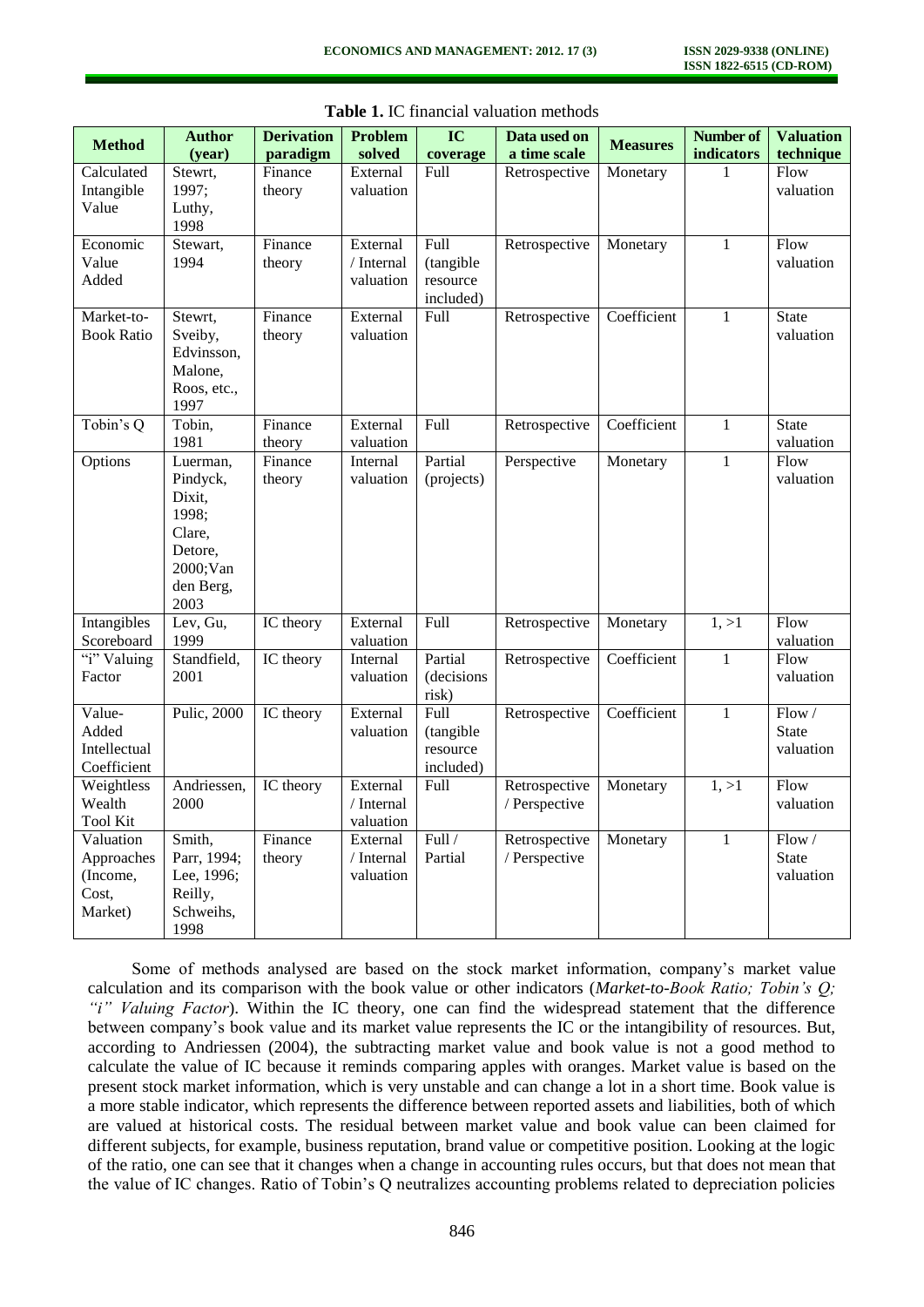**Table 1.** IC financial valuation methods

| Method | Author (year) | Derivation paradigm | Problem solved | IC coverage | Data used on a time scale | Measures | Number of indicators | Valuation technique |
|---|---|---|---|---|---|---|---|---|
| Calculated Intangible Value | Stewrt, 1997; Luthy, 1998 | Finance theory | External valuation | Full | Retrospective | Monetary | 1 | Flow valuation |
| Economic Value Added | Stewart, 1994 | Finance theory | External / Internal valuation | Full (tangible resource included) | Retrospective | Monetary | 1 | Flow valuation |
| Market-to-Book Ratio | Stewrt, Sveiby, Edvinsson, Malone, Roos, etc., 1997 | Finance theory | External valuation | Full | Retrospective | Coefficient | 1 | State valuation |
| Tobin's Q | Tobin, 1981 | Finance theory | External valuation | Full | Retrospective | Coefficient | 1 | State valuation |
| Options | Luerman, Pindyck, Dixit, 1998; Clare, Detore, 2000;Van den Berg, 2003 | Finance theory | Internal valuation | Partial (projects) | Perspective | Monetary | 1 | Flow valuation |
| Intangibles Scoreboard | Lev, Gu, 1999 | IC theory | External valuation | Full | Retrospective | Monetary | 1, >1 | Flow valuation |
| "i" Valuing Factor | Standfield, 2001 | IC theory | Internal valuation | Partial (decisions risk) | Retrospective | Coefficient | 1 | Flow valuation |
| Value-Added Intellectual Coefficient | Pulic, 2000 | IC theory | External valuation | Full (tangible resource included) | Retrospective | Coefficient | 1 | Flow / State valuation |
| Weightless Wealth Tool Kit | Andriessen, 2000 | IC theory | External / Internal valuation | Full | Retrospective / Perspective | Monetary | 1, >1 | Flow valuation |
| Valuation Approaches (Income, Cost, Market) | Smith, Parr, 1994; Lee, 1996; Reilly, Schweihs, 1998 | Finance theory | External / Internal valuation | Full / Partial | Retrospective / Perspective | Monetary | 1 | Flow / State valuation |

Some of methods analysed are based on the stock market information, company's market value calculation and its comparison with the book value or other indicators (*Market-to-Book Ratio; Tobin's Q; "i" Valuing Factor*). Within the IC theory, one can find the widespread statement that the difference between company's book value and its market value represents the IC or the intangibility of resources. But, according to Andriessen (2004), the subtracting market value and book value is not a good method to calculate the value of IC because it reminds comparing apples with oranges. Market value is based on the present stock market information, which is very unstable and can change a lot in a short time. Book value is a more stable indicator, which represents the difference between reported assets and liabilities, both of which are valued at historical costs. The residual between market value and book value can been claimed for different subjects, for example, business reputation, brand value or competitive position. Looking at the logic of the ratio, one can see that it changes when a change in accounting rules occurs, but that does not mean that the value of IC changes. Ratio of Tobin's Q neutralizes accounting problems related to depreciation policies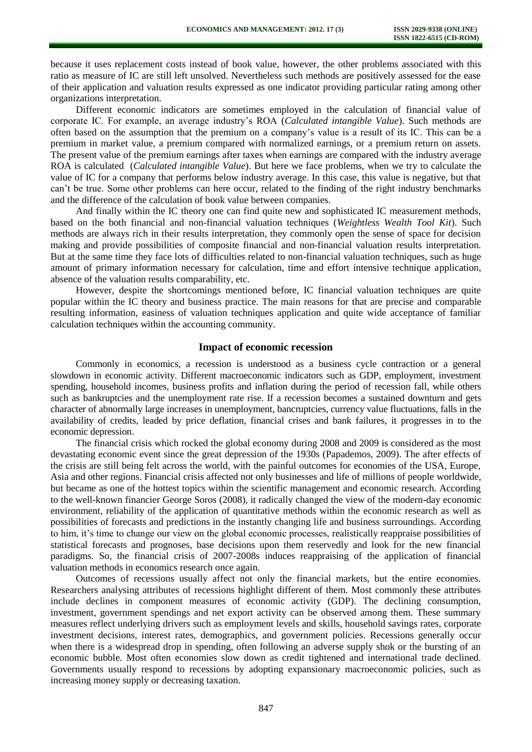because it uses replacement costs instead of book value, however, the other problems associated with this ratio as measure of IC are still left unsolved. Nevertheless such methods are positively assessed for the ease of their application and valuation results expressed as one indicator providing particular rating among other organizations interpretation.

Different economic indicators are sometimes employed in the calculation of financial value of corporate IC. For example, an average industry's ROA (*Calculated intangible Value*). Such methods are often based on the assumption that the premium on a company's value is a result of its IC. This can be a premium in market value, a premium compared with normalized earnings, or a premium return on assets. The present value of the premium earnings after taxes when earnings are compared with the industry average ROA is calculated (*Calculated intangible Value*). But here we face problems, when we try to calculate the value of IC for a company that performs below industry average. In this case, this value is negative, but that can't be true. Some other problems can here occur, related to the finding of the right industry benchmarks and the difference of the calculation of book value between companies.

And finally within the IC theory one can find quite new and sophisticated IC measurement methods, based on the both financial and non-financial valuation techniques (*Weightless Wealth Tool Kit*). Such methods are always rich in their results interpretation, they commonly open the sense of space for decision making and provide possibilities of composite financial and non-financial valuation results interpretation. But at the same time they face lots of difficulties related to non-financial valuation techniques, such as huge amount of primary information necessary for calculation, time and effort intensive technique application, absence of the valuation results comparability, etc.

However, despite the shortcomings mentioned before, IC financial valuation techniques are quite popular within the IC theory and business practice. The main reasons for that are precise and comparable resulting information, easiness of valuation techniques application and quite wide acceptance of familiar calculation techniques within the accounting community.

## Impact of economic recession

Commonly in economics, a recession is understood as a business cycle contraction or a general slowdown in economic activity. Different macroeconomic indicators such as GDP, employment, investment spending, household incomes, business profits and inflation during the period of recession fall, while others such as bankruptcies and the unemployment rate rise. If a recession becomes a sustained downturn and gets character of abnormally large increases in unemployment, bancruptcies, currency value fluctuations, falls in the availability of credits, leaded by price deflation, financial crises and bank failures, it progresses in to the economic depression.

The financial crisis which rocked the global economy during 2008 and 2009 is considered as the most devastating economic event since the great depression of the 1930s (Papademos, 2009). The after effects of the crisis are still being felt across the world, with the painful outcomes for economies of the USA, Europe, Asia and other regions. Financial crisis affected not only businesses and life of millions of people worldwide, but became as one of the hottest topics within the scientific management and economic research. According to the well-known financier George Soros (2008), it radically changed the view of the modern-day economic environment, reliability of the application of quantitative methods within the economic research as well as possibilities of forecasts and predictions in the instantly changing life and business surroundings. According to him, it's time to change our view on the global economic processes, realistically reappraise possibilities of statistical forecasts and prognoses, base decisions upon them reservedly and look for the new financial paradigms. So, the financial crisis of 2007-2008s induces reappraising of the application of financial valuation methods in economics research once again.

Outcomes of recessions usually affect not only the financial markets, but the entire economies. Researchers analysing attributes of recessions highlight different of them. Most commonly these attributes include declines in component measures of economic activity (GDP). The declining consumption, investment, government spendings and net export activity can be observed among them. These summary measures reflect underlying drivers such as employment levels and skills, household savings rates, corporate investment decisions, interest rates, demographics, and government policies. Recessions generally occur when there is a widespread drop in spending, often following an adverse supply shok or the bursting of an economic bubble. Most often economies slow down as credit tightened and international trade declined. Governments usually respond to recessions by adopting expansionary macroeconomic policies, such as increasing money supply or decreasing taxation.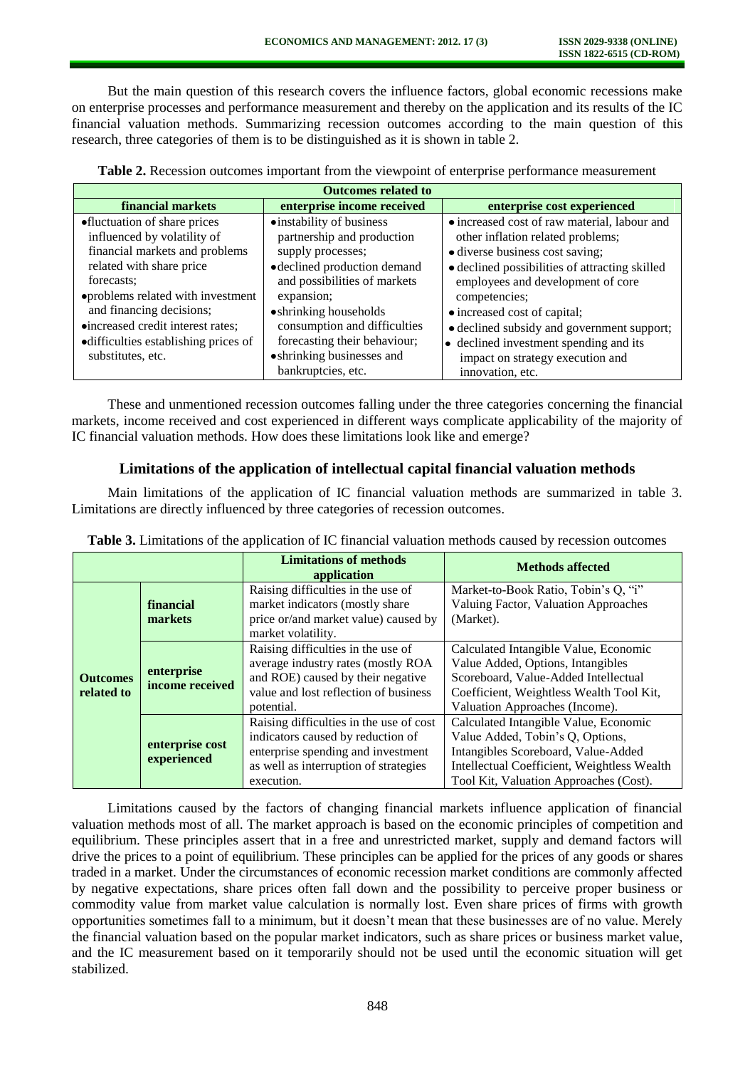But the main question of this research covers the influence factors, global economic recessions make on enterprise processes and performance measurement and thereby on the application and its results of the IC financial valuation methods. Summarizing recession outcomes according to the main question of this research, three categories of them is to be distinguished as it is shown in table 2.

**Table 2.** Recession outcomes important from the viewpoint of enterprise performance measurement

| Outcomes related to | | |
|---|---|---|
| **financial markets** | **enterprise income received** | **enterprise cost experienced** |
| •fluctuation of share prices influenced by volatility of financial markets and problems related with share price forecasts;<br>•problems related with investment and financing decisions;<br>•increased credit interest rates;<br>•difficulties establishing prices of substitutes, etc. | •instability of business partnership and production supply processes;<br>•declined production demand and possibilities of markets expansion;<br>•shrinking households consumption and difficulties forecasting their behaviour;<br>•shrinking businesses and bankruptcies, etc. | • increased cost of raw material, labour and other inflation related problems;<br>• diverse business cost saving;<br>• declined possibilities of attracting skilled employees and development of core competencies;<br>• increased cost of capital;<br>• declined subsidy and government support;<br>• declined investment spending and its impact on strategy execution and innovation, etc. |

These and unmentioned recession outcomes falling under the three categories concerning the financial markets, income received and cost experienced in different ways complicate applicability of the majority of IC financial valuation methods. How does these limitations look like and emerge?

## Limitations of the application of intellectual capital financial valuation methods

Main limitations of the application of IC financial valuation methods are summarized in table 3. Limitations are directly influenced by three categories of recession outcomes.

**Table 3.** Limitations of the application of IC financial valuation methods caused by recession outcomes

| | | Limitations of methods application | Methods affected |
|---|---|---|---|
| **Outcomes related to** | **financial markets** | Raising difficulties in the use of market indicators (mostly share price or/and market value) caused by market volatility. | Market-to-Book Ratio, Tobin's Q, "i" Valuing Factor, Valuation Approaches (Market). |
| | **enterprise income received** | Raising difficulties in the use of average industry rates (mostly ROA and ROE) caused by their negative value and lost reflection of business potential. | Calculated Intangible Value, Economic Value Added, Options, Intangibles Scoreboard, Value-Added Intellectual Coefficient, Weightless Wealth Tool Kit, Valuation Approaches (Income). |
| | **enterprise cost experienced** | Raising difficulties in the use of cost indicators caused by reduction of enterprise spending and investment as well as interruption of strategies execution. | Calculated Intangible Value, Economic Value Added, Tobin's Q, Options, Intangibles Scoreboard, Value-Added Intellectual Coefficient, Weightless Wealth Tool Kit, Valuation Approaches (Cost). |

Limitations caused by the factors of changing financial markets influence application of financial valuation methods most of all. The market approach is based on the economic principles of competition and equilibrium. These principles assert that in a free and unrestricted market, supply and demand factors will drive the prices to a point of equilibrium. These principles can be applied for the prices of any goods or shares traded in a market. Under the circumstances of economic recession market conditions are commonly affected by negative expectations, share prices often fall down and the possibility to perceive proper business or commodity value from market value calculation is normally lost. Even share prices of firms with growth opportunities sometimes fall to a minimum, but it doesn't mean that these businesses are of no value. Merely the financial valuation based on the popular market indicators, such as share prices or business market value, and the IC measurement based on it temporarily should not be used until the economic situation will get stabilized.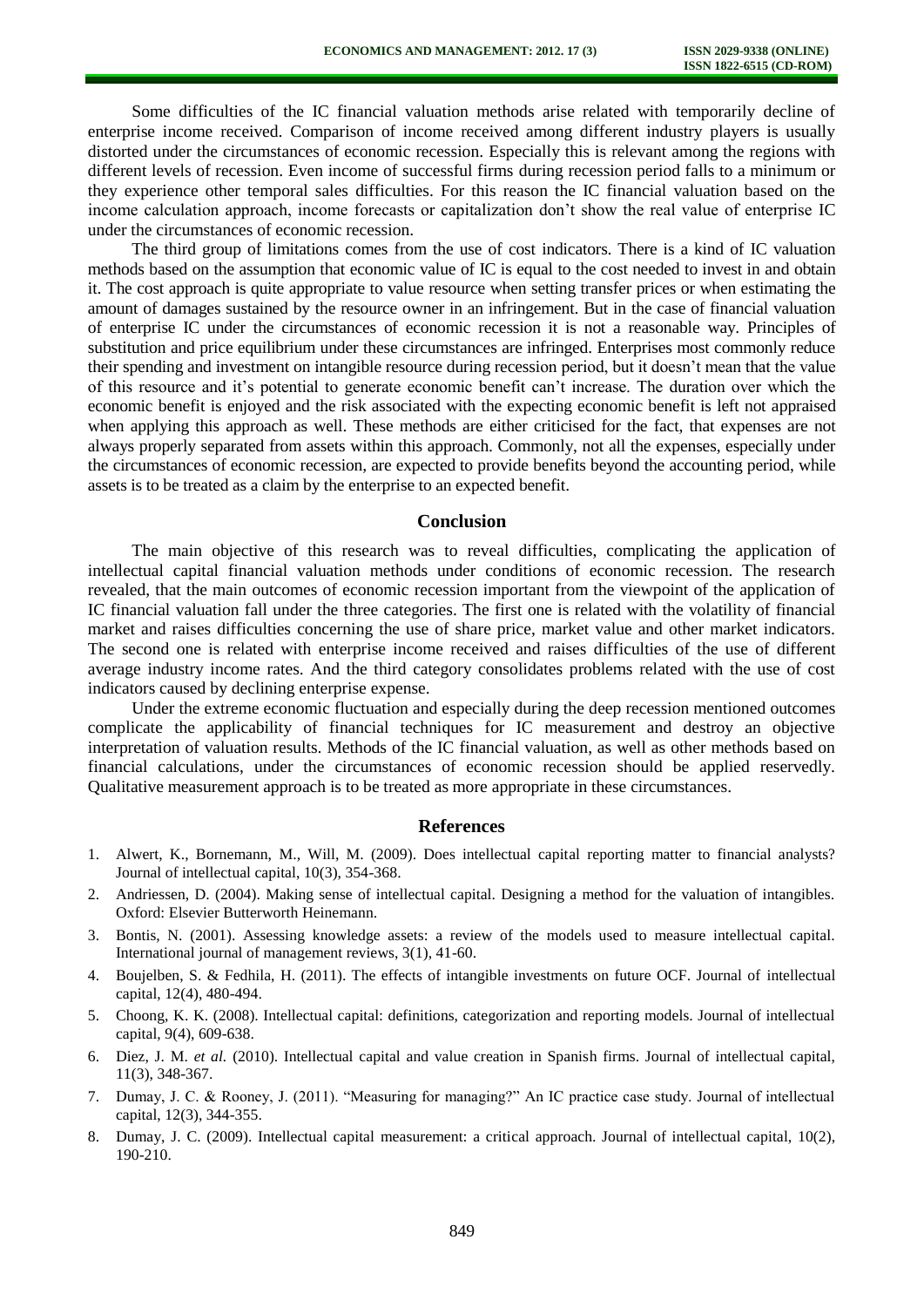Some difficulties of the IC financial valuation methods arise related with temporarily decline of enterprise income received. Comparison of income received among different industry players is usually distorted under the circumstances of economic recession. Especially this is relevant among the regions with different levels of recession. Even income of successful firms during recession period falls to a minimum or they experience other temporal sales difficulties. For this reason the IC financial valuation based on the income calculation approach, income forecasts or capitalization don't show the real value of enterprise IC under the circumstances of economic recession.

The third group of limitations comes from the use of cost indicators. There is a kind of IC valuation methods based on the assumption that economic value of IC is equal to the cost needed to invest in and obtain it. The cost approach is quite appropriate to value resource when setting transfer prices or when estimating the amount of damages sustained by the resource owner in an infringement. But in the case of financial valuation of enterprise IC under the circumstances of economic recession it is not a reasonable way. Principles of substitution and price equilibrium under these circumstances are infringed. Enterprises most commonly reduce their spending and investment on intangible resource during recession period, but it doesn't mean that the value of this resource and it's potential to generate economic benefit can't increase. The duration over which the economic benefit is enjoyed and the risk associated with the expecting economic benefit is left not appraised when applying this approach as well. These methods are either criticised for the fact, that expenses are not always properly separated from assets within this approach. Commonly, not all the expenses, especially under the circumstances of economic recession, are expected to provide benefits beyond the accounting period, while assets is to be treated as a claim by the enterprise to an expected benefit.

## Conclusion

The main objective of this research was to reveal difficulties, complicating the application of intellectual capital financial valuation methods under conditions of economic recession. The research revealed, that the main outcomes of economic recession important from the viewpoint of the application of IC financial valuation fall under the three categories. The first one is related with the volatility of financial market and raises difficulties concerning the use of share price, market value and other market indicators. The second one is related with enterprise income received and raises difficulties of the use of different average industry income rates. And the third category consolidates problems related with the use of cost indicators caused by declining enterprise expense.

Under the extreme economic fluctuation and especially during the deep recession mentioned outcomes complicate the applicability of financial techniques for IC measurement and destroy an objective interpretation of valuation results. Methods of the IC financial valuation, as well as other methods based on financial calculations, under the circumstances of economic recession should be applied reservedly. Qualitative measurement approach is to be treated as more appropriate in these circumstances.

## References

1. Alwert, K., Bornemann, M., Will, M. (2009). Does intellectual capital reporting matter to financial analysts? Journal of intellectual capital, 10(3), 354-368.
2. Andriessen, D. (2004). Making sense of intellectual capital. Designing a method for the valuation of intangibles. Oxford: Elsevier Butterworth Heinemann.
3. Bontis, N. (2001). Assessing knowledge assets: a review of the models used to measure intellectual capital. International journal of management reviews, 3(1), 41-60.
4. Boujelben, S. & Fedhila, H. (2011). The effects of intangible investments on future OCF. Journal of intellectual capital, 12(4), 480-494.
5. Choong, K. K. (2008). Intellectual capital: definitions, categorization and reporting models. Journal of intellectual capital, 9(4), 609-638.
6. Diez, J. M. *et al.* (2010). Intellectual capital and value creation in Spanish firms. Journal of intellectual capital, 11(3), 348-367.
7. Dumay, J. C. & Rooney, J. (2011). "Measuring for managing?" An IC practice case study. Journal of intellectual capital, 12(3), 344-355.
8. Dumay, J. C. (2009). Intellectual capital measurement: a critical approach. Journal of intellectual capital, 10(2), 190-210.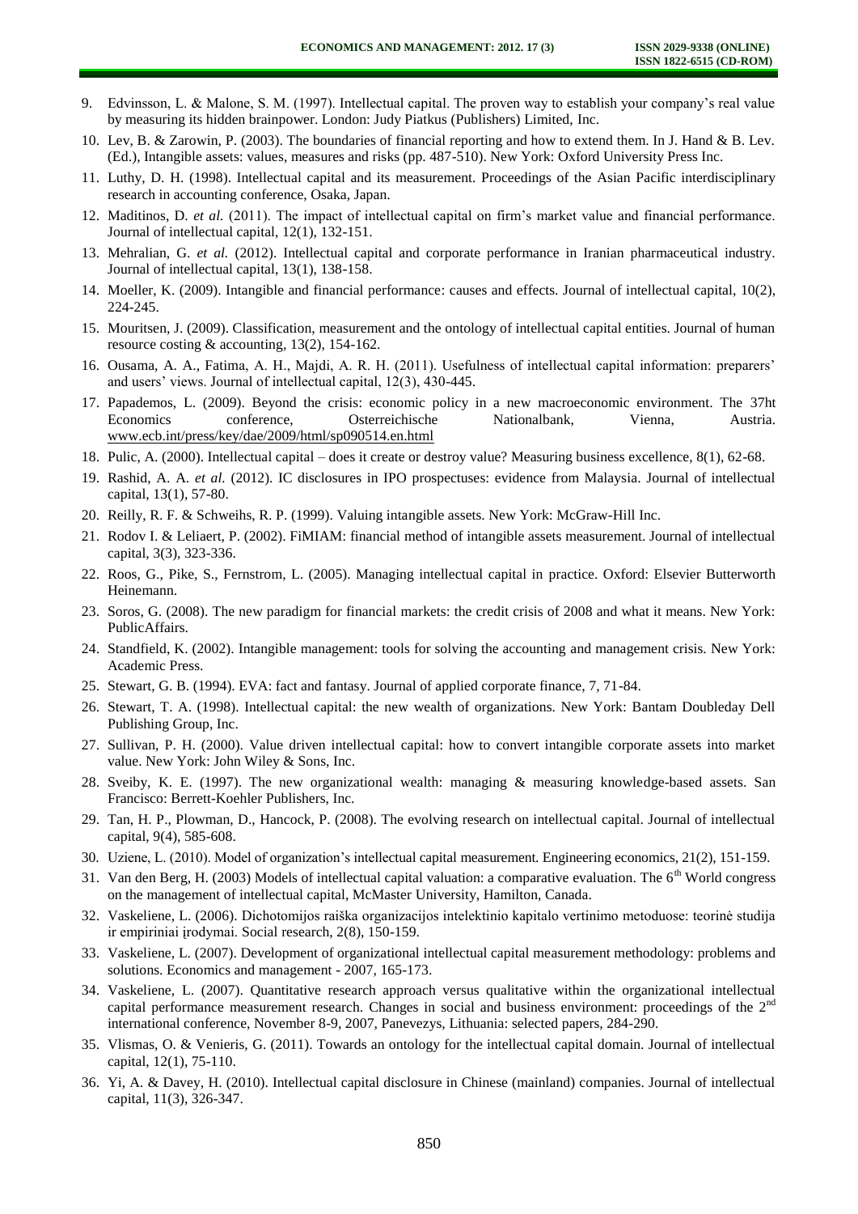9. Edvinsson, L. & Malone, S. M. (1997). Intellectual capital. The proven way to establish your company's real value by measuring its hidden brainpower. London: Judy Piatkus (Publishers) Limited, Inc.
10. Lev, B. & Zarowin, P. (2003). The boundaries of financial reporting and how to extend them. In J. Hand & B. Lev. (Ed.), Intangible assets: values, measures and risks (pp. 487-510). New York: Oxford University Press Inc.
11. Luthy, D. H. (1998). Intellectual capital and its measurement. Proceedings of the Asian Pacific interdisciplinary research in accounting conference, Osaka, Japan.
12. Maditinos, D. *et al.* (2011). The impact of intellectual capital on firm's market value and financial performance. Journal of intellectual capital, 12(1), 132-151.
13. Mehralian, G. *et al.* (2012). Intellectual capital and corporate performance in Iranian pharmaceutical industry. Journal of intellectual capital, 13(1), 138-158.
14. Moeller, K. (2009). Intangible and financial performance: causes and effects. Journal of intellectual capital, 10(2), 224-245.
15. Mouritsen, J. (2009). Classification, measurement and the ontology of intellectual capital entities. Journal of human resource costing & accounting, 13(2), 154-162.
16. Ousama, A. A., Fatima, A. H., Majdi, A. R. H. (2011). Usefulness of intellectual capital information: preparers' and users' views. Journal of intellectual capital, 12(3), 430-445.
17. Papademos, L. (2009). Beyond the crisis: economic policy in a new macroeconomic environment. The 37ht Economics conference, Osterreichische Nationalbank, Vienna, Austria. www.ecb.int/press/key/dae/2009/html/sp090514.en.html
18. Pulic, A. (2000). Intellectual capital – does it create or destroy value? Measuring business excellence, 8(1), 62-68.
19. Rashid, A. A. *et al.* (2012). IC disclosures in IPO prospectuses: evidence from Malaysia. Journal of intellectual capital, 13(1), 57-80.
20. Reilly, R. F. & Schweihs, R. P. (1999). Valuing intangible assets. New York: McGraw-Hill Inc.
21. Rodov I. & Leliaert, P. (2002). FiMIAM: financial method of intangible assets measurement. Journal of intellectual capital, 3(3), 323-336.
22. Roos, G., Pike, S., Fernstrom, L. (2005). Managing intellectual capital in practice. Oxford: Elsevier Butterworth Heinemann.
23. Soros, G. (2008). The new paradigm for financial markets: the credit crisis of 2008 and what it means. New York: PublicAffairs.
24. Standfield, K. (2002). Intangible management: tools for solving the accounting and management crisis. New York: Academic Press.
25. Stewart, G. B. (1994). EVA: fact and fantasy. Journal of applied corporate finance, 7, 71-84.
26. Stewart, T. A. (1998). Intellectual capital: the new wealth of organizations. New York: Bantam Doubleday Dell Publishing Group, Inc.
27. Sullivan, P. H. (2000). Value driven intellectual capital: how to convert intangible corporate assets into market value. New York: John Wiley & Sons, Inc.
28. Sveiby, K. E. (1997). The new organizational wealth: managing & measuring knowledge-based assets. San Francisco: Berrett-Koehler Publishers, Inc.
29. Tan, H. P., Plowman, D., Hancock, P. (2008). The evolving research on intellectual capital. Journal of intellectual capital, 9(4), 585-608.
30. Uziene, L. (2010). Model of organization's intellectual capital measurement. Engineering economics, 21(2), 151-159.
31. Van den Berg, H. (2003) Models of intellectual capital valuation: a comparative evaluation. The 6th World congress on the management of intellectual capital, McMaster University, Hamilton, Canada.
32. Vaskeliene, L. (2006). Dichotomijos raiška organizacijos intelektinio kapitalo vertinimo metoduose: teorinė studija ir empiriniai įrodymai. Social research, 2(8), 150-159.
33. Vaskeliene, L. (2007). Development of organizational intellectual capital measurement methodology: problems and solutions. Economics and management - 2007, 165-173.
34. Vaskeliene, L. (2007). Quantitative research approach versus qualitative within the organizational intellectual capital performance measurement research. Changes in social and business environment: proceedings of the 2nd international conference, November 8-9, 2007, Panevezys, Lithuania: selected papers, 284-290.
35. Vlismas, O. & Venieris, G. (2011). Towards an ontology for the intellectual capital domain. Journal of intellectual capital, 12(1), 75-110.
36. Yi, A. & Davey, H. (2010). Intellectual capital disclosure in Chinese (mainland) companies. Journal of intellectual capital, 11(3), 326-347.